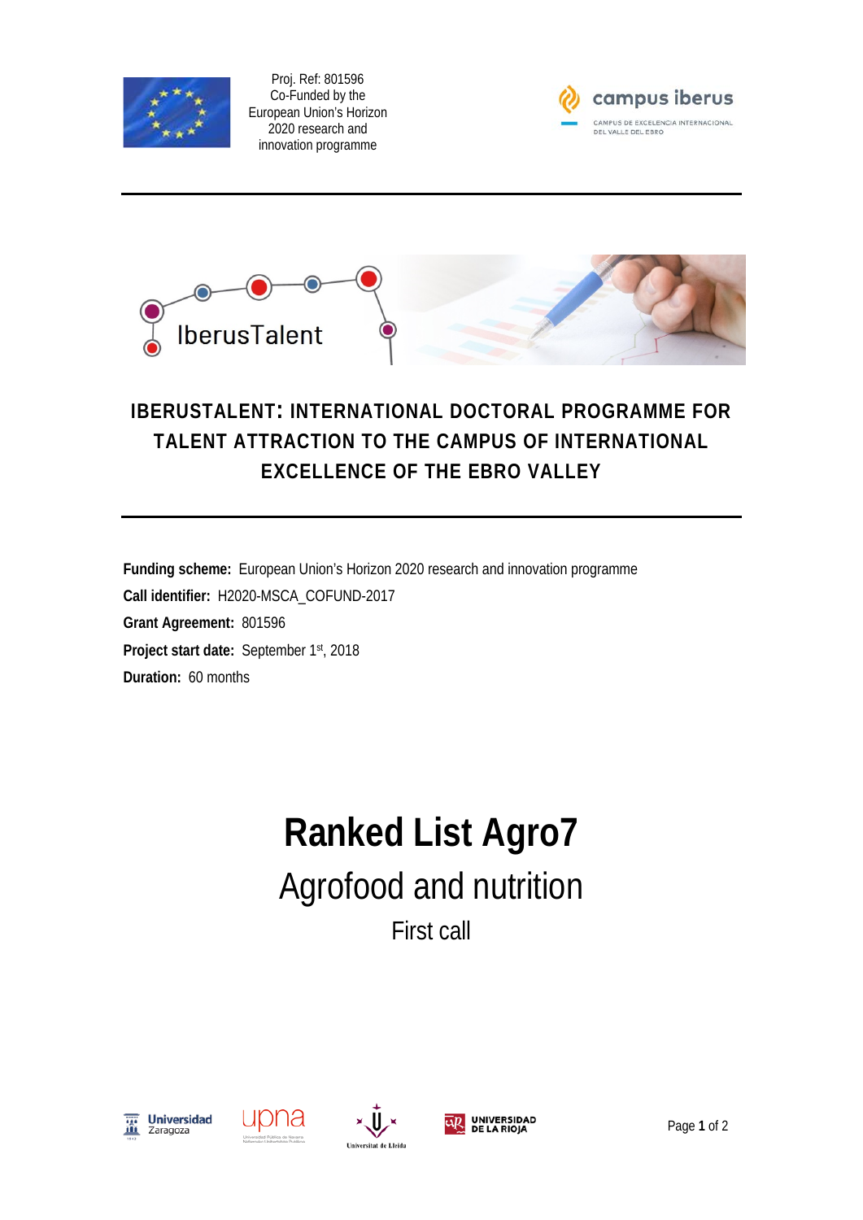Proj. Ref: 801596
Co-Funded by the European Union's Horizon 2020 research and innovation programme

# IBERUSTALENT: INTERNATIONAL DOCTORAL PROGRAMME FOR TALENT ATTRACTION TO THE CAMPUS OF INTERNATIONAL EXCELLENCE OF THE EBRO VALLEY

**Funding scheme:** European Union's Horizon 2020 research and innovation programme

**Call identifier:** H2020-MSCA_COFUND-2017

**Grant Agreement:** 801596

**Project start date:** September 1st, 2018

**Duration:** 60 months

# Ranked List Agro7

## Agrofood and nutrition

### First call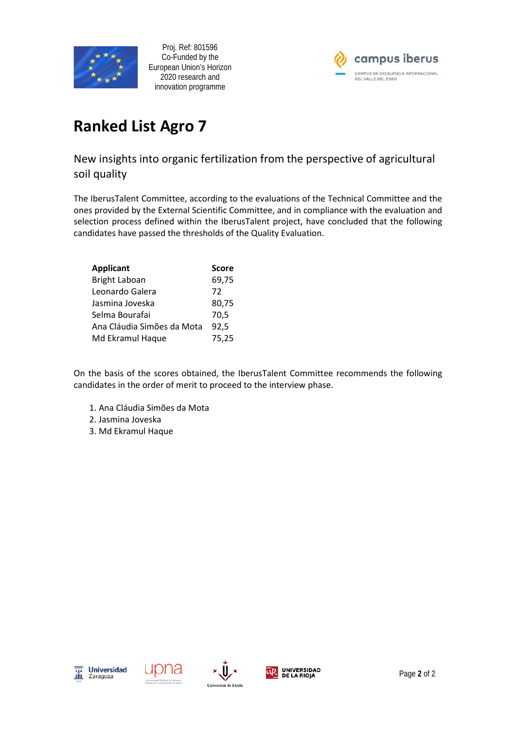Proj. Ref: 801596
Co-Funded by the European Union's Horizon 2020 research and innovation programme

# Ranked List Agro 7

## New insights into organic fertilization from the perspective of agricultural soil quality

The IberusTalent Committee, according to the evaluations of the Technical Committee and the ones provided by the External Scientific Committee, and in compliance with the evaluation and selection process defined within the IberusTalent project, have concluded that the following candidates have passed the thresholds of the Quality Evaluation.

| Applicant | Score |
|---|---|
| Bright Laboan | 69,75 |
| Leonardo Galera | 72 |
| Jasmina Joveska | 80,75 |
| Selma Bourafai | 70,5 |
| Ana Cláudia Simões da Mota | 92,5 |
| Md Ekramul Haque | 75,25 |

On the basis of the scores obtained, the IberusTalent Committee recommends the following candidates in the order of merit to proceed to the interview phase.

1. Ana Cláudia Simões da Mota
2. Jasmina Joveska
3. Md Ekramul Haque